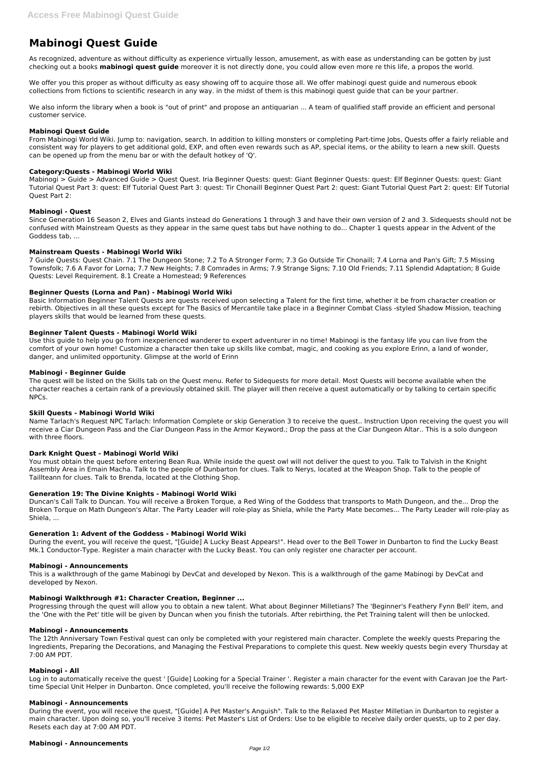# Mabinogi Quest Guide

As recognized, adventure as without difficulty as experience virtually lesson, amusement, as with ease as understanding can be gotten by just checking out a books **mabinogi quest guide** moreover it is not directly done, you could allow even more re this life, a propos the world.

We offer you this proper as without difficulty as easy showing off to acquire those all. We offer mabinogi quest guide and numerous ebook collections from fictions to scientific research in any way. in the midst of them is this mabinogi quest guide that can be your partner.

We also inform the library when a book is "out of print" and propose an antiquarian ... A team of qualified staff provide an efficient and personal customer service.

### Mabinogi Quest Guide

From Mabinogi World Wiki. Jump to: navigation, search. In addition to killing monsters or completing Part-time Jobs, Quests offer a fairly reliable and consistent way for players to get additional gold, EXP, and often even rewards such as AP, special items, or the ability to learn a new skill. Quests can be opened up from the menu bar or with the default hotkey of 'Q'.

### Category:Quests - Mabinogi World Wiki

Mabinogi > Guide > Advanced Guide > Quest Quest. Iria Beginner Quests: quest: Giant Beginner Quests: quest: Elf Beginner Quests: quest: Giant Tutorial Quest Part 3: quest: Elf Tutorial Quest Part 3: quest: Tir Chonaill Beginner Quest Part 2: quest: Giant Tutorial Quest Part 2: quest: Elf Tutorial Quest Part 2:

### Mabinogi - Quest

Since Generation 16 Season 2, Elves and Giants instead do Generations 1 through 3 and have their own version of 2 and 3. Sidequests should not be confused with Mainstream Quests as they appear in the same quest tabs but have nothing to do... Chapter 1 quests appear in the Advent of the Goddess tab, ...

### Mainstream Quests - Mabinogi World Wiki

7 Guide Quests: Quest Chain. 7.1 The Dungeon Stone; 7.2 To A Stronger Form; 7.3 Go Outside Tir Chonaill; 7.4 Lorna and Pan's Gift; 7.5 Missing Townsfolk; 7.6 A Favor for Lorna; 7.7 New Heights; 7.8 Comrades in Arms; 7.9 Strange Signs; 7.10 Old Friends; 7.11 Splendid Adaptation; 8 Guide Quests: Level Requirement. 8.1 Create a Homestead; 9 References

### Beginner Quests (Lorna and Pan) - Mabinogi World Wiki

Basic Information Beginner Talent Quests are quests received upon selecting a Talent for the first time, whether it be from character creation or rebirth. Objectives in all these quests except for The Basics of Mercantile take place in a Beginner Combat Class -styled Shadow Mission, teaching players skills that would be learned from these quests.

### Beginner Talent Quests - Mabinogi World Wiki

Use this guide to help you go from inexperienced wanderer to expert adventurer in no time! Mabinogi is the fantasy life you can live from the comfort of your own home! Customize a character then take up skills like combat, magic, and cooking as you explore Erinn, a land of wonder, danger, and unlimited opportunity. Glimpse at the world of Erinn

### Mabinogi - Beginner Guide

The quest will be listed on the Skills tab on the Quest menu. Refer to Sidequests for more detail. Most Quests will become available when the character reaches a certain rank of a previously obtained skill. The player will then receive a quest automatically or by talking to certain specific NPCs.

### Skill Quests - Mabinogi World Wiki

Name Tarlach's Request NPC Tarlach: Information Complete or skip Generation 3 to receive the quest.. Instruction Upon receiving the quest you will receive a Ciar Dungeon Pass and the Ciar Dungeon Pass in the Armor Keyword.; Drop the pass at the Ciar Dungeon Altar.. This is a solo dungeon with three floors.

### Dark Knight Quest - Mabinogi World Wiki

You must obtain the quest before entering Bean Rua. While inside the quest owl will not deliver the quest to you. Talk to Talvish in the Knight Assembly Area in Emain Macha. Talk to the people of Dunbarton for clues. Talk to Nerys, located at the Weapon Shop. Talk to the people of Taillteann for clues. Talk to Brenda, located at the Clothing Shop.

### Generation 19: The Divine Knights - Mabinogi World Wiki

Duncan's Call Talk to Duncan. You will receive a Broken Torque, a Red Wing of the Goddess that transports to Math Dungeon, and the... Drop the Broken Torque on Math Dungeon's Altar. The Party Leader will role-play as Shiela, while the Party Mate becomes... The Party Leader will role-play as Shiela, ...

### Generation 1: Advent of the Goddess - Mabinogi World Wiki

During the event, you will receive the quest, "[Guide] A Lucky Beast Appears!". Head over to the Bell Tower in Dunbarton to find the Lucky Beast Mk.1 Conductor-Type. Register a main character with the Lucky Beast. You can only register one character per account.

### Mabinogi - Announcements

This is a walkthrough of the game Mabinogi by DevCat and developed by Nexon. This is a walkthrough of the game Mabinogi by DevCat and developed by Nexon.

### Mabinogi Walkthrough #1: Character Creation, Beginner ...

Progressing through the quest will allow you to obtain a new talent. What about Beginner Milletians? The 'Beginner's Feathery Fynn Bell' item, and the 'One with the Pet' title will be given by Duncan when you finish the tutorials. After rebirthing, the Pet Training talent will then be unlocked.

### Mabinogi - Announcements

The 12th Anniversary Town Festival quest can only be completed with your registered main character. Complete the weekly quests Preparing the Ingredients, Preparing the Decorations, and Managing the Festival Preparations to complete this quest. New weekly quests begin every Thursday at 7:00 AM PDT.

### Mabinogi - All

Log in to automatically receive the quest ' [Guide] Looking for a Special Trainer '. Register a main character for the event with Caravan Joe the Part-time Special Unit Helper in Dunbarton. Once completed, you'll receive the following rewards: 5,000 EXP

### Mabinogi - Announcements

During the event, you will receive the quest, "[Guide] A Pet Master's Anguish". Talk to the Relaxed Pet Master Milletian in Dunbarton to register a main character. Upon doing so, you'll receive 3 items: Pet Master's List of Orders: Use to be eligible to receive daily order quests, up to 2 per day. Resets each day at 7:00 AM PDT.

### Mabinogi - Announcements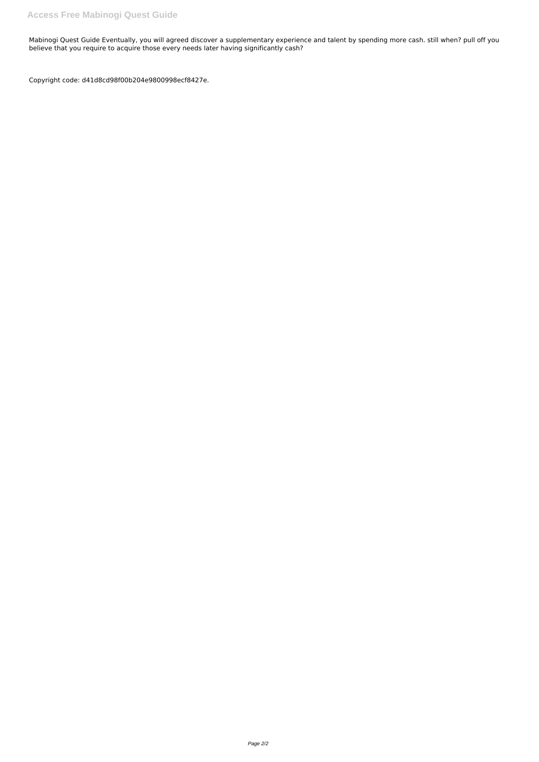Mabinogi Quest Guide Eventually, you will agreed discover a supplementary experience and talent by spending more cash. still when? pull off you believe that you require to acquire those every needs later having significantly cash?

Copyright code: d41d8cd98f00b204e9800998ecf8427e.